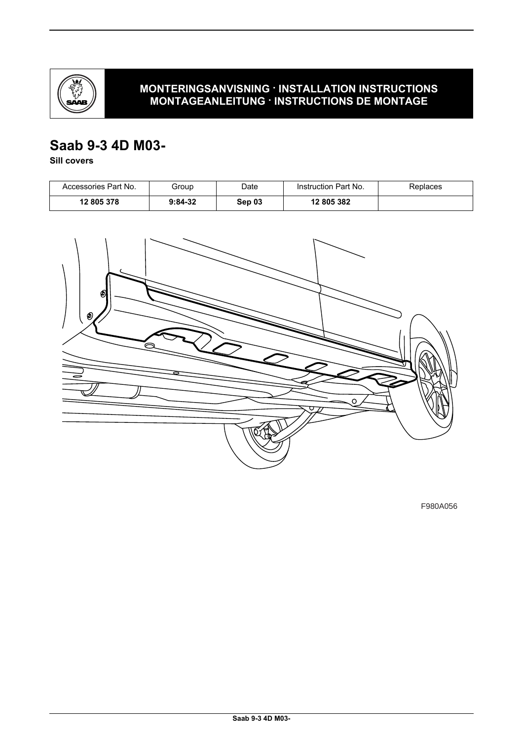**MONTERINGSANVISNING · INSTALLATION INSTRUCTIONS**
**MONTAGEANLEITUNG · INSTRUCTIONS DE MONTAGE**

# Saab 9-3 4D M03-

**Sill covers**

| Accessories Part No. | Group | Date | Instruction Part No. | Replaces |
|---|---|---|---|---|
| **12 805 378** | **9:84-32** | **Sep 03** | **12 805 382** | |

F980A056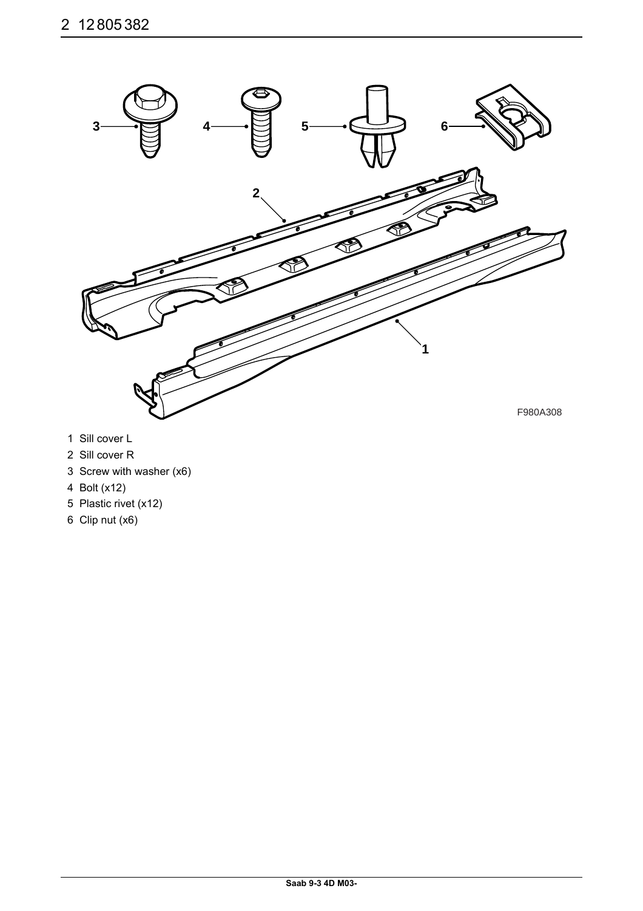F980A308

1 Sill cover L
2 Sill cover R
3 Screw with washer (x6)
4 Bolt (x12)
5 Plastic rivet (x12)
6 Clip nut (x6)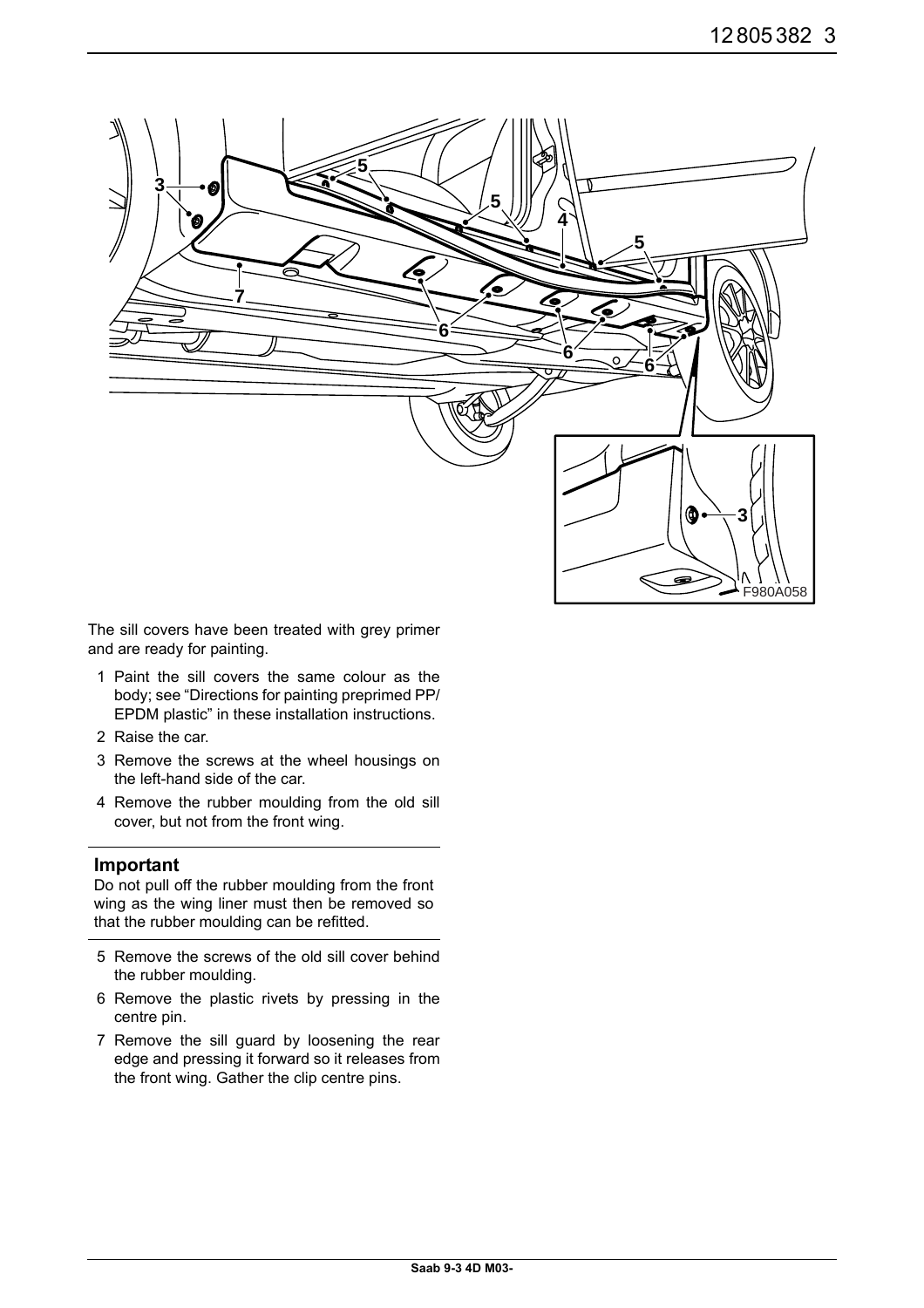The sill covers have been treated with grey primer and are ready for painting.

1 Paint the sill covers the same colour as the body; see “Directions for painting preprimed PP/EPDM plastic” in these installation instructions.
2 Raise the car.
3 Remove the screws at the wheel housings on the left-hand side of the car.
4 Remove the rubber moulding from the old sill cover, but not from the front wing.

### Important

Do not pull off the rubber moulding from the front wing as the wing liner must then be removed so that the rubber moulding can be refitted.

5 Remove the screws of the old sill cover behind the rubber moulding.
6 Remove the plastic rivets by pressing in the centre pin.
7 Remove the sill guard by loosening the rear edge and pressing it forward so it releases from the front wing. Gather the clip centre pins.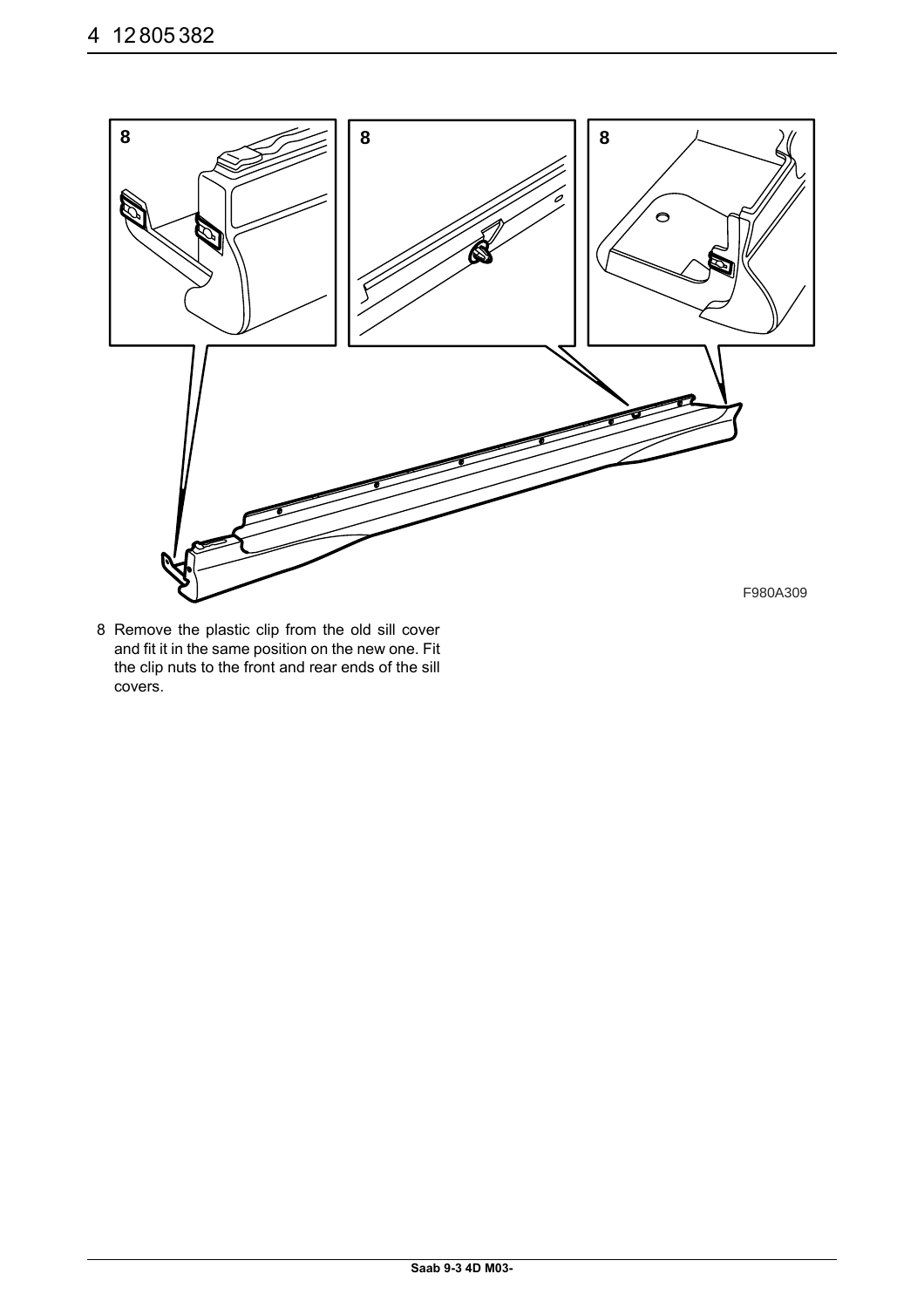8 Remove the plastic clip from the old sill cover and fit it in the same position on the new one. Fit the clip nuts to the front and rear ends of the sill covers.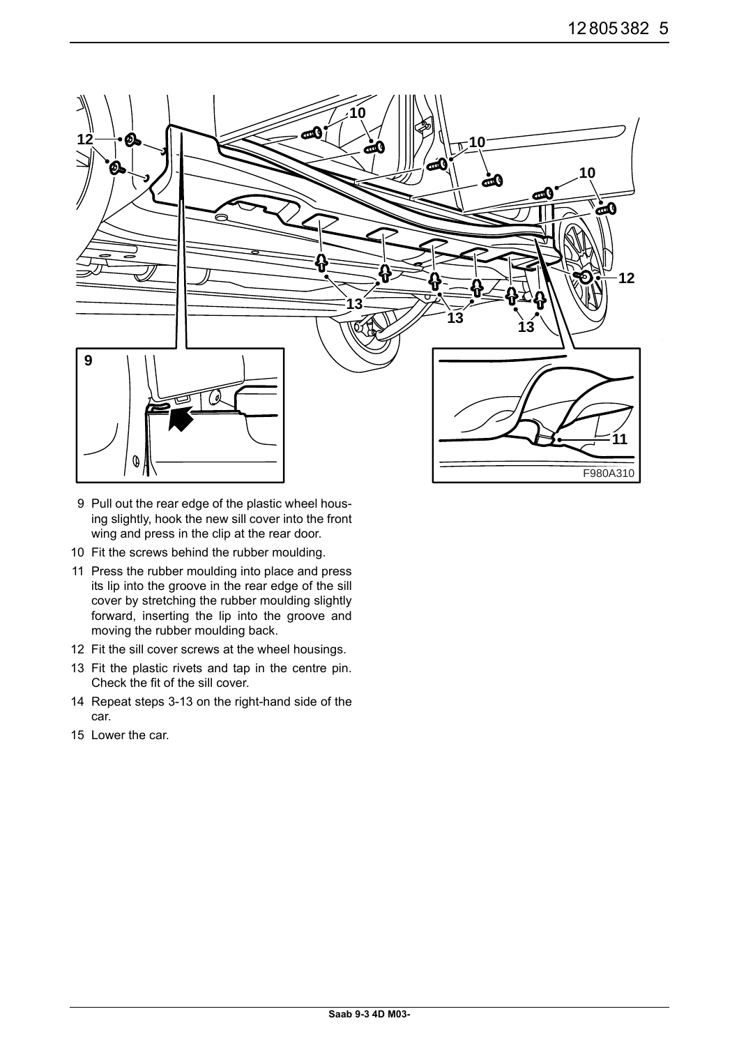9 Pull out the rear edge of the plastic wheel housing slightly, hook the new sill cover into the front wing and press in the clip at the rear door.
10 Fit the screws behind the rubber moulding.
11 Press the rubber moulding into place and press its lip into the groove in the rear edge of the sill cover by stretching the rubber moulding slightly forward, inserting the lip into the groove and moving the rubber moulding back.
12 Fit the sill cover screws at the wheel housings.
13 Fit the plastic rivets and tap in the centre pin. Check the fit of the sill cover.
14 Repeat steps 3-13 on the right-hand side of the car.
15 Lower the car.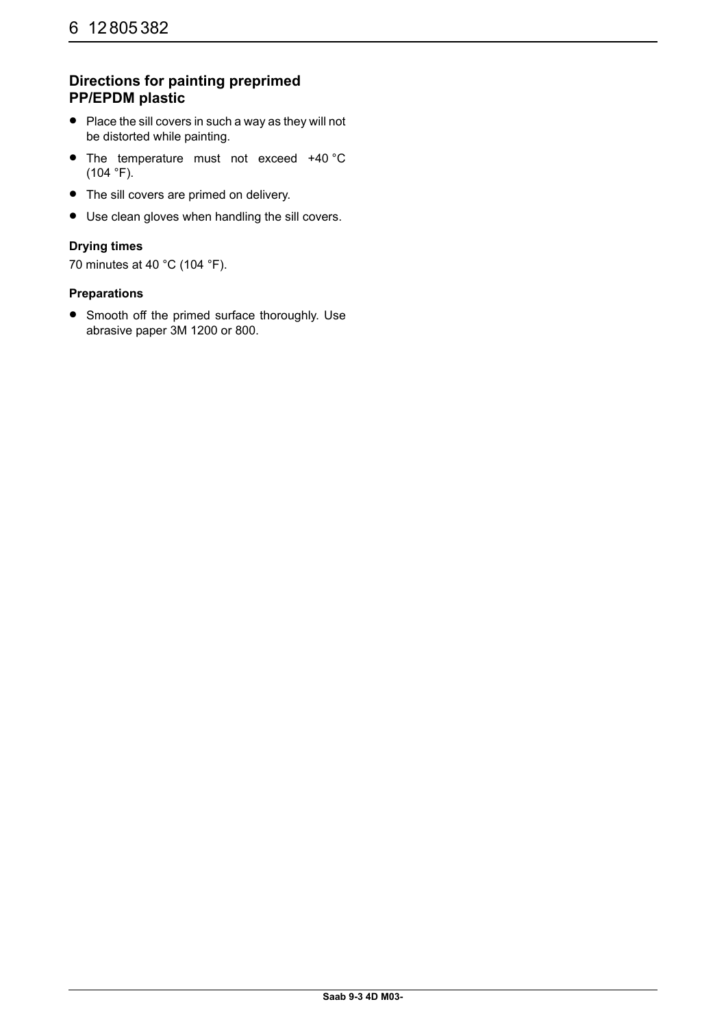## Directions for painting preprimed PP/EPDM plastic

- Place the sill covers in such a way as they will not be distorted while painting.
- The temperature must not exceed +40 °C (104 °F).
- The sill covers are primed on delivery.
- Use clean gloves when handling the sill covers.

### Drying times

70 minutes at 40 °C (104 °F).

### Preparations

- Smooth off the primed surface thoroughly. Use abrasive paper 3M 1200 or 800.